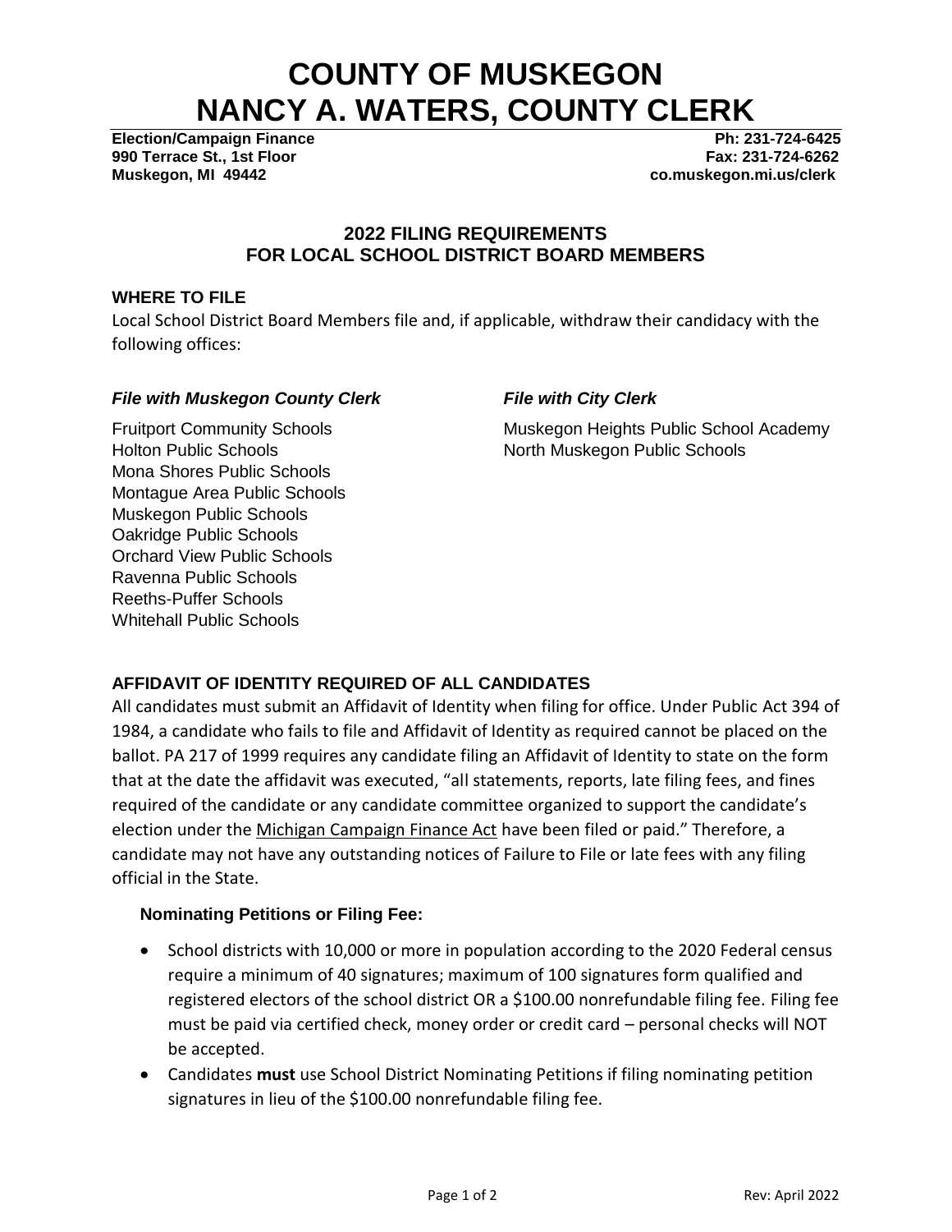# COUNTY OF MUSKEGON
# NANCY A. WATERS, COUNTY CLERK

**Election/Campaign Finance**
**990 Terrace St., 1st Floor**
**Muskegon, MI 49442**

**Ph: 231-724-6425**
**Fax: 231-724-6262**
**co.muskegon.mi.us/clerk**

## 2022 FILING REQUIREMENTS FOR LOCAL SCHOOL DISTRICT BOARD MEMBERS

### WHERE TO FILE

Local School District Board Members file and, if applicable, withdraw their candidacy with the following offices:

***File with Muskegon County Clerk***

Fruitport Community Schools
Holton Public Schools
Mona Shores Public Schools
Montague Area Public Schools
Muskegon Public Schools
Oakridge Public Schools
Orchard View Public Schools
Ravenna Public Schools
Reeths-Puffer Schools
Whitehall Public Schools

***File with City Clerk***

Muskegon Heights Public School Academy
North Muskegon Public Schools

### AFFIDAVIT OF IDENTITY REQUIRED OF ALL CANDIDATES

All candidates must submit an Affidavit of Identity when filing for office. Under Public Act 394 of 1984, a candidate who fails to file and Affidavit of Identity as required cannot be placed on the ballot. PA 217 of 1999 requires any candidate filing an Affidavit of Identity to state on the form that at the date the affidavit was executed, "all statements, reports, late filing fees, and fines required of the candidate or any candidate committee organized to support the candidate's election under the Michigan Campaign Finance Act have been filed or paid." Therefore, a candidate may not have any outstanding notices of Failure to File or late fees with any filing official in the State.

**Nominating Petitions or Filing Fee:**

- School districts with 10,000 or more in population according to the 2020 Federal census require a minimum of 40 signatures; maximum of 100 signatures form qualified and registered electors of the school district OR a $100.00 nonrefundable filing fee. Filing fee must be paid via certified check, money order or credit card – personal checks will NOT be accepted.
- Candidates **must** use School District Nominating Petitions if filing nominating petition signatures in lieu of the $100.00 nonrefundable filing fee.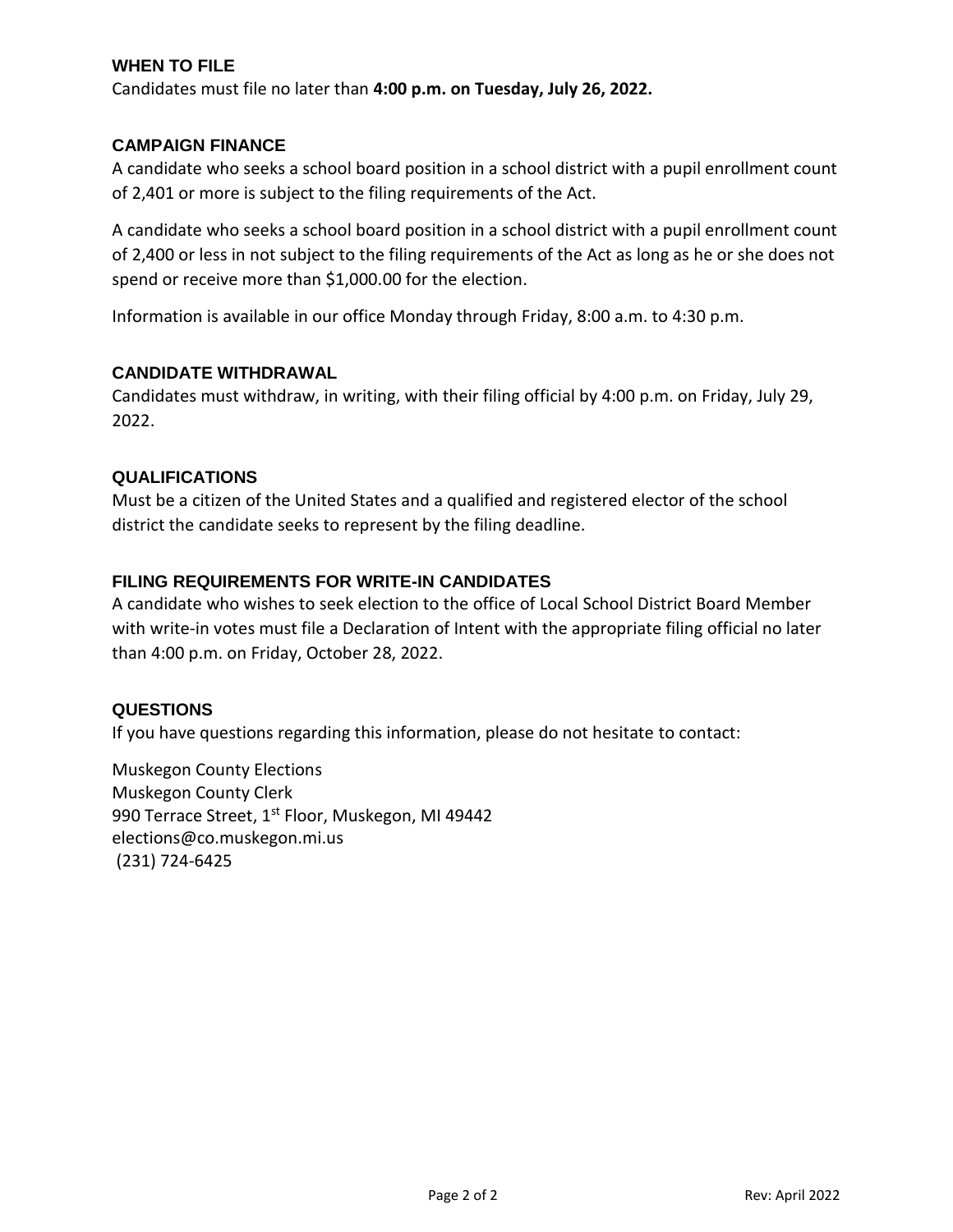## WHEN TO FILE

Candidates must file no later than **4:00 p.m. on Tuesday, July 26, 2022.**

## CAMPAIGN FINANCE

A candidate who seeks a school board position in a school district with a pupil enrollment count of 2,401 or more is subject to the filing requirements of the Act.

A candidate who seeks a school board position in a school district with a pupil enrollment count of 2,400 or less in not subject to the filing requirements of the Act as long as he or she does not spend or receive more than $1,000.00 for the election.

Information is available in our office Monday through Friday, 8:00 a.m. to 4:30 p.m.

## CANDIDATE WITHDRAWAL

Candidates must withdraw, in writing, with their filing official by 4:00 p.m. on Friday, July 29, 2022.

## QUALIFICATIONS

Must be a citizen of the United States and a qualified and registered elector of the school district the candidate seeks to represent by the filing deadline.

## FILING REQUIREMENTS FOR WRITE-IN CANDIDATES

A candidate who wishes to seek election to the office of Local School District Board Member with write-in votes must file a Declaration of Intent with the appropriate filing official no later than 4:00 p.m. on Friday, October 28, 2022.

## QUESTIONS

If you have questions regarding this information, please do not hesitate to contact:

Muskegon County Elections
Muskegon County Clerk
990 Terrace Street, 1st Floor, Muskegon, MI 49442
elections@co.muskegon.mi.us
(231) 724-6425

Rev: April 2022